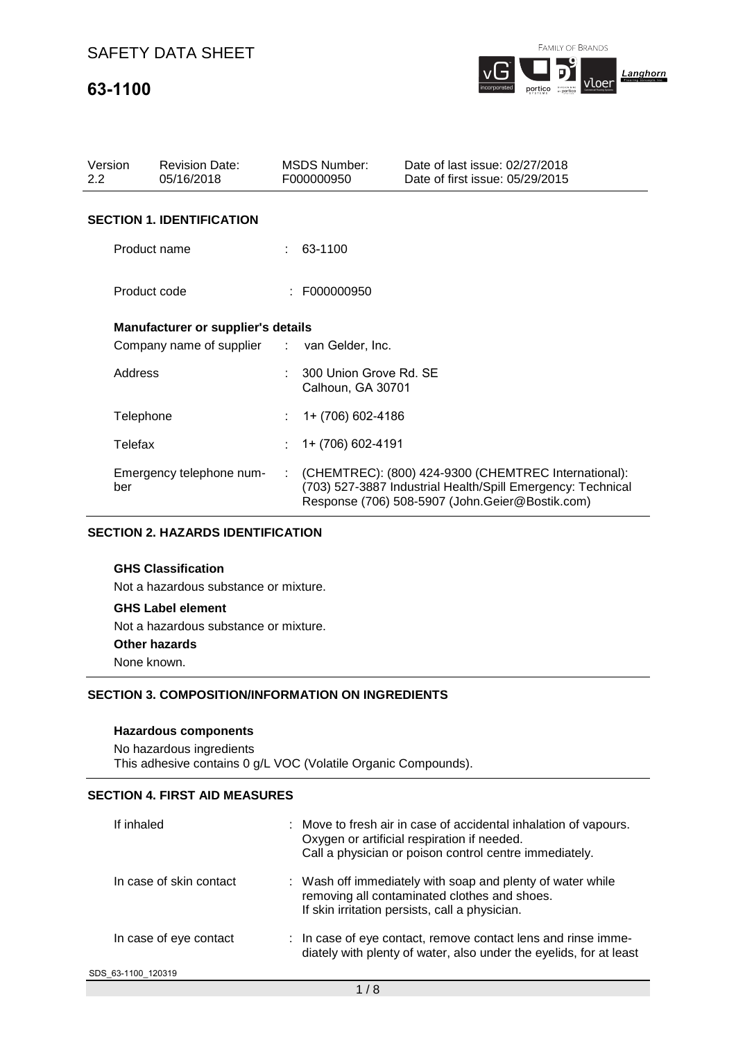# SAFETY DATA SHEET

# 63-1100

| Version | Revision Date: | MSDS Number: | Date of last issue: 02/27/2018 |
|---|---|---|---|
| 2.2 | 05/16/2018 | F000000950 | Date of first issue: 05/29/2015 |

## SECTION 1. IDENTIFICATION

Product name : 63-1100

Product code : F000000950

**Manufacturer or supplier's details**

Company name of supplier : van Gelder, Inc.

Address : 300 Union Grove Rd. SE
Calhoun, GA 30701

Telephone : 1+ (706) 602-4186

Telefax : 1+ (706) 602-4191

Emergency telephone number : (CHEMTREC): (800) 424-9300 (CHEMTREC International): (703) 527-3887 Industrial Health/Spill Emergency: Technical Response (706) 508-5907 (John.Geier@Bostik.com)

## SECTION 2. HAZARDS IDENTIFICATION

**GHS Classification**

Not a hazardous substance or mixture.

**GHS Label element**

Not a hazardous substance or mixture.

**Other hazards**

None known.

## SECTION 3. COMPOSITION/INFORMATION ON INGREDIENTS

**Hazardous components**

No hazardous ingredients
This adhesive contains 0 g/L VOC (Volatile Organic Compounds).

## SECTION 4. FIRST AID MEASURES

If inhaled : Move to fresh air in case of accidental inhalation of vapours.
Oxygen or artificial respiration if needed.
Call a physician or poison control centre immediately.

In case of skin contact : Wash off immediately with soap and plenty of water while removing all contaminated clothes and shoes.
If skin irritation persists, call a physician.

In case of eye contact : In case of eye contact, remove contact lens and rinse immediately with plenty of water, also under the eyelids, for at least

SDS_63-1100_120319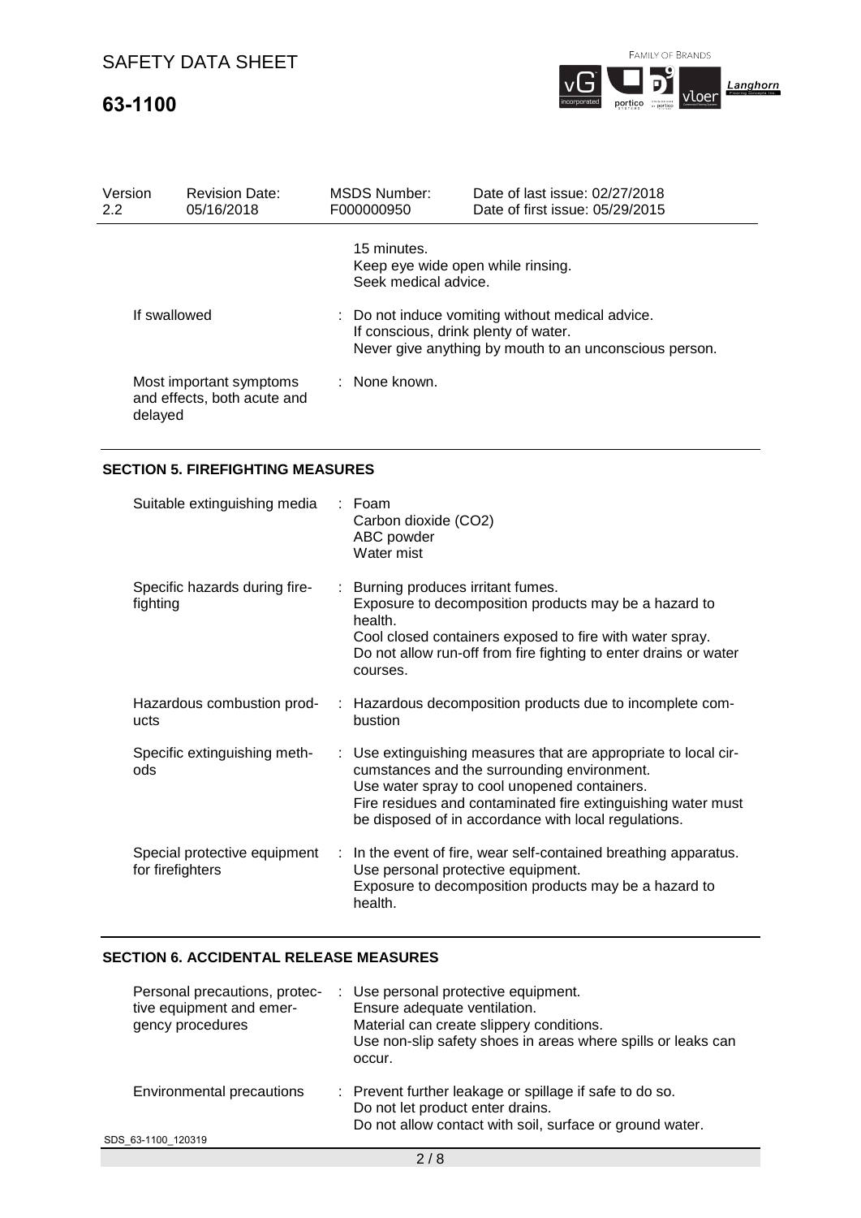| Version 2.2 | Revision Date: 05/16/2018 | MSDS Number: F000000950 | Date of last issue: 02/27/2018 Date of first issue: 05/29/2015 |
|---|---|---|---|

| | |
|---|---|
| | 15 minutes. Keep eye wide open while rinsing. Seek medical advice. |
| If swallowed | : Do not induce vomiting without medical advice. If conscious, drink plenty of water. Never give anything by mouth to an unconscious person. |
| Most important symptoms and effects, both acute and delayed | : None known. |

## SECTION 5. FIREFIGHTING MEASURES

| | |
|---|---|
| Suitable extinguishing media | : Foam<br>Carbon dioxide ($CO_2$)<br>ABC powder<br>Water mist |
| Specific hazards during fire-fighting | : Burning produces irritant fumes.<br>Exposure to decomposition products may be a hazard to health.<br>Cool closed containers exposed to fire with water spray.<br>Do not allow run-off from fire fighting to enter drains or water courses. |
| Hazardous combustion products | : Hazardous decomposition products due to incomplete combustion |
| Specific extinguishing methods | : Use extinguishing measures that are appropriate to local circumstances and the surrounding environment.<br>Use water spray to cool unopened containers.<br>Fire residues and contaminated fire extinguishing water must be disposed of in accordance with local regulations. |
| Special protective equipment for firefighters | : In the event of fire, wear self-contained breathing apparatus.<br>Use personal protective equipment.<br>Exposure to decomposition products may be a hazard to health. |

## SECTION 6. ACCIDENTAL RELEASE MEASURES

| | |
|---|---|
| Personal precautions, protective equipment and emergency procedures | : Use personal protective equipment.<br>Ensure adequate ventilation.<br>Material can create slippery conditions.<br>Use non-slip safety shoes in areas where spills or leaks can occur. |
| Environmental precautions | : Prevent further leakage or spillage if safe to do so.<br>Do not let product enter drains.<br>Do not allow contact with soil, surface or ground water. |

SDS_63-1100_120319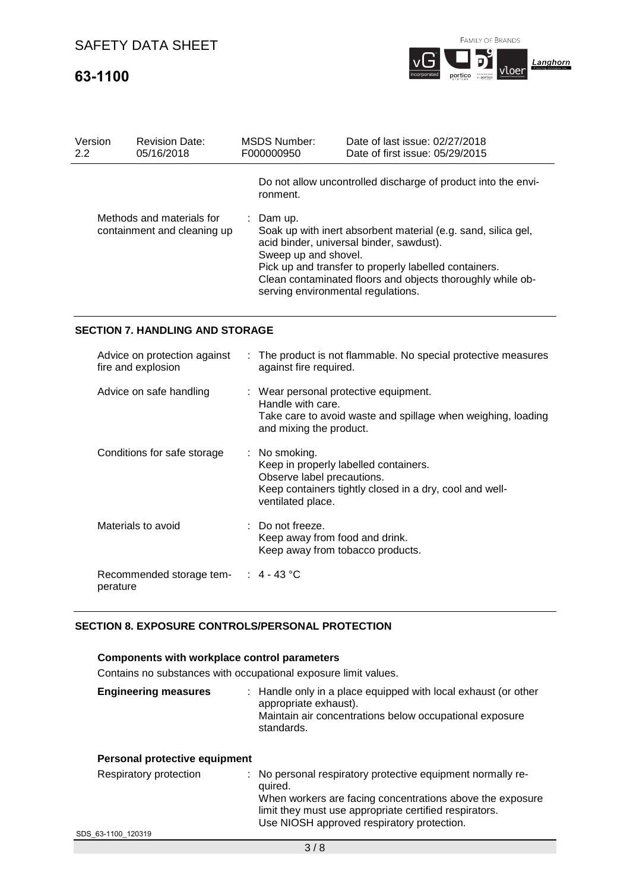| Version 2.2 | Revision Date: 05/16/2018 | MSDS Number: F000000950 | Date of last issue: 02/27/2018<br>Date of first issue: 05/29/2015 |
|---|---|---|---|

Do not allow uncontrolled discharge of product into the environment.

Methods and materials for containment and cleaning up : Dam up.
Soak up with inert absorbent material (e.g. sand, silica gel, acid binder, universal binder, sawdust).
Sweep up and shovel.
Pick up and transfer to properly labelled containers.
Clean contaminated floors and objects thoroughly while observing environmental regulations.

## SECTION 7. HANDLING AND STORAGE

Advice on protection against fire and explosion : The product is not flammable. No special protective measures against fire required.

Advice on safe handling : Wear personal protective equipment.
Handle with care.
Take care to avoid waste and spillage when weighing, loading and mixing the product.

Conditions for safe storage : No smoking.
Keep in properly labelled containers.
Observe label precautions.
Keep containers tightly closed in a dry, cool and well-ventilated place.

Materials to avoid : Do not freeze.
Keep away from food and drink.
Keep away from tobacco products.

Recommended storage temperature : 4 - 43 °C

## SECTION 8. EXPOSURE CONTROLS/PERSONAL PROTECTION

### Components with workplace control parameters

Contains no substances with occupational exposure limit values.

**Engineering measures** : Handle only in a place equipped with local exhaust (or other appropriate exhaust).
Maintain air concentrations below occupational exposure standards.

### Personal protective equipment

Respiratory protection : No personal respiratory protective equipment normally required.
When workers are facing concentrations above the exposure limit they must use appropriate certified respirators.
Use NIOSH approved respiratory protection.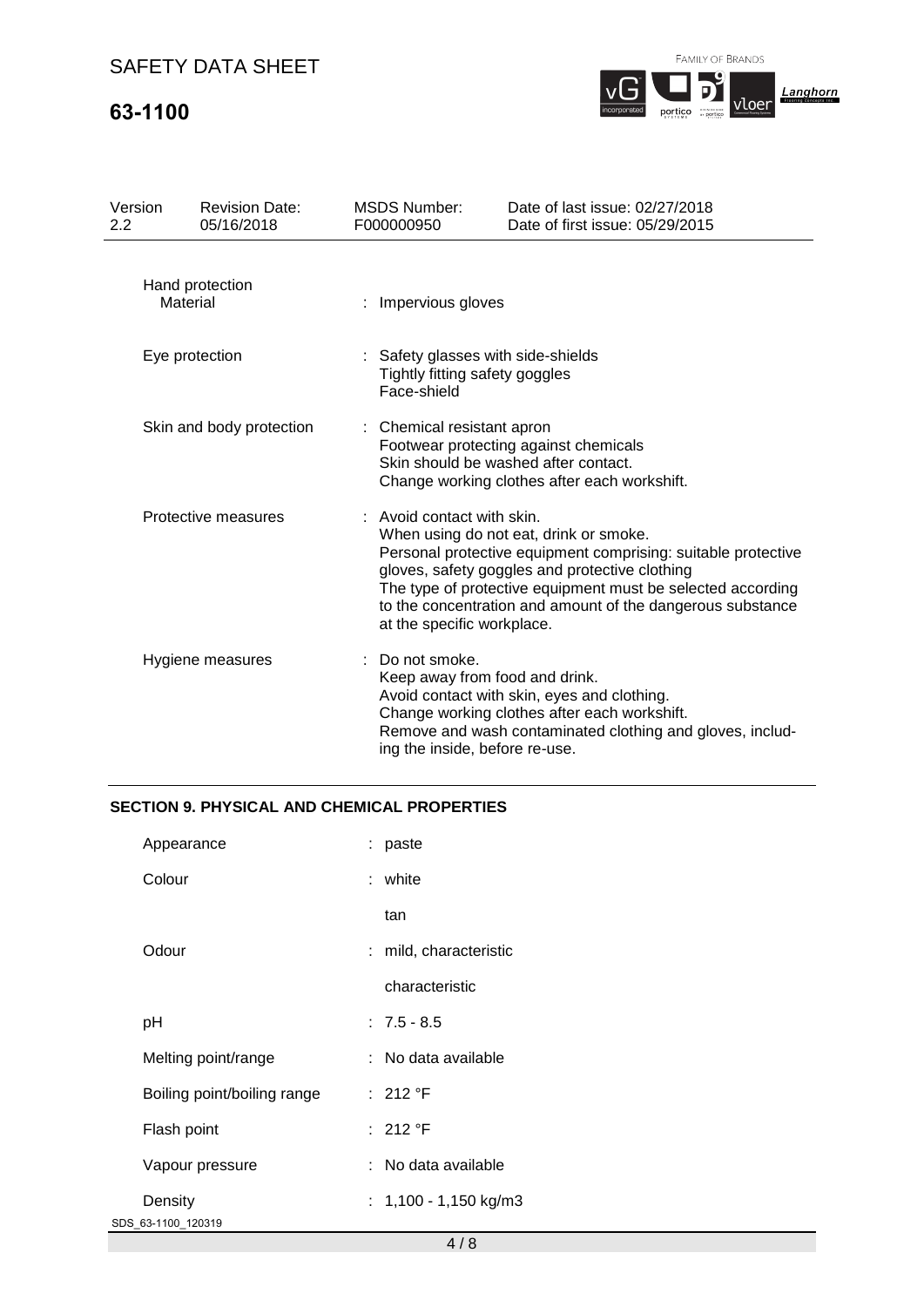| Version 2.2 | Revision Date: 05/16/2018 | MSDS Number: F000000950 | Date of last issue: 02/27/2018<br>Date of first issue: 05/29/2015 |
|---|---|---|---|

Hand protection

| | |
|---|---|
| Material | : Impervious gloves |
| Eye protection | : Safety glasses with side-shields<br>Tightly fitting safety goggles<br>Face-shield |
| Skin and body protection | : Chemical resistant apron<br>Footwear protecting against chemicals<br>Skin should be washed after contact.<br>Change working clothes after each workshift. |
| Protective measures | : Avoid contact with skin.<br>When using do not eat, drink or smoke.<br>Personal protective equipment comprising: suitable protective gloves, safety goggles and protective clothing<br>The type of protective equipment must be selected according to the concentration and amount of the dangerous substance at the specific workplace. |
| Hygiene measures | : Do not smoke.<br>Keep away from food and drink.<br>Avoid contact with skin, eyes and clothing.<br>Change working clothes after each workshift.<br>Remove and wash contaminated clothing and gloves, including the inside, before re-use. |

## SECTION 9. PHYSICAL AND CHEMICAL PROPERTIES

| | |
|---|---|
| Appearance | : paste |
| Colour | : white<br>tan |
| Odour | : mild, characteristic<br>characteristic |
| pH | : 7.5 - 8.5 |
| Melting point/range | : No data available |
| Boiling point/boiling range | : 212 °F |
| Flash point | : 212 °F |
| Vapour pressure | : No data available |
| Density | : 1,100 - 1,150 kg/m3 |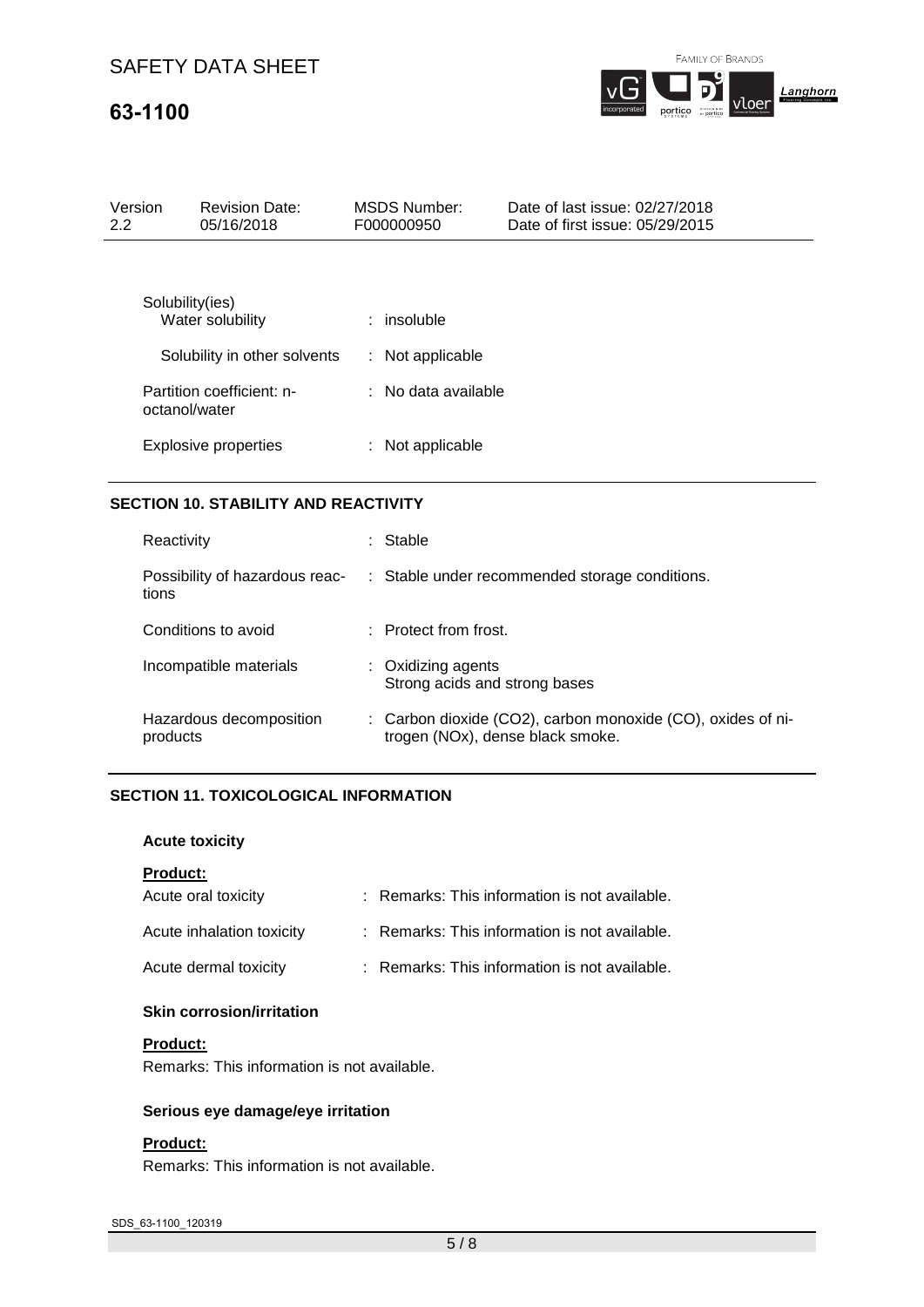| Solubility(ies) | |
|---|---|
| Water solubility | : insoluble |
| Solubility in other solvents | : Not applicable |
| Partition coefficient: n-octanol/water | : No data available |
| Explosive properties | : Not applicable |

## SECTION 10. STABILITY AND REACTIVITY

| | |
|---|---|
| Reactivity | : Stable |
| Possibility of hazardous reactions | : Stable under recommended storage conditions. |
| Conditions to avoid | : Protect from frost. |
| Incompatible materials | : Oxidizing agents<br>Strong acids and strong bases |
| Hazardous decomposition products | : Carbon dioxide ($CO_2$), carbon monoxide (CO), oxides of nitrogen ($NO_x$), dense black smoke. |

## SECTION 11. TOXICOLOGICAL INFORMATION

### Acute toxicity

**Product:**

| | |
|---|---|
| Acute oral toxicity | : Remarks: This information is not available. |
| Acute inhalation toxicity | : Remarks: This information is not available. |
| Acute dermal toxicity | : Remarks: This information is not available. |

### Skin corrosion/irritation

**Product:**

Remarks: This information is not available.

### Serious eye damage/eye irritation

**Product:**

Remarks: This information is not available.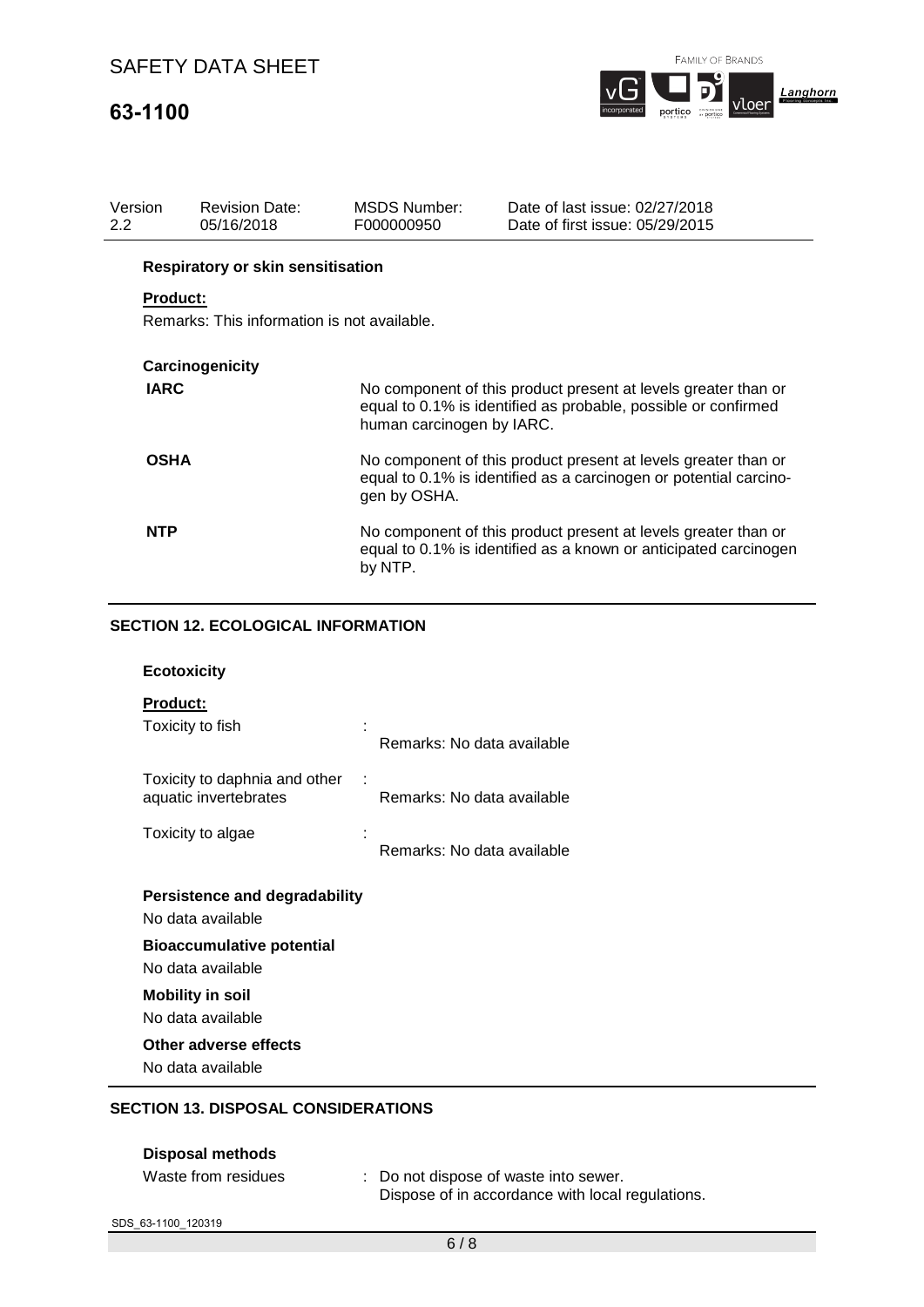| Version 2.2 | Revision Date: 05/16/2018 | MSDS Number: F000000950 | Date of last issue: 02/27/2018 Date of first issue: 05/29/2015 |
|---|---|---|---|

**Respiratory or skin sensitisation**

**Product:**

Remarks: This information is not available.

**Carcinogenicity**

| | |
|---|---|
| **IARC** | No component of this product present at levels greater than or equal to 0.1% is identified as probable, possible or confirmed human carcinogen by IARC. |
| **OSHA** | No component of this product present at levels greater than or equal to 0.1% is identified as a carcinogen or potential carcinogen by OSHA. |
| **NTP** | No component of this product present at levels greater than or equal to 0.1% is identified as a known or anticipated carcinogen by NTP. |

## SECTION 12. ECOLOGICAL INFORMATION

**Ecotoxicity**

**Product:**

| | | |
|---|---|---|
| Toxicity to fish | : | Remarks: No data available |
| Toxicity to daphnia and other aquatic invertebrates | : | Remarks: No data available |
| Toxicity to algae | : | Remarks: No data available |

**Persistence and degradability**

No data available

**Bioaccumulative potential**

No data available

**Mobility in soil**

No data available

**Other adverse effects**

No data available

## SECTION 13. DISPOSAL CONSIDERATIONS

**Disposal methods**

| | | |
|---|---|---|
| Waste from residues | : | Do not dispose of waste into sewer. Dispose of in accordance with local regulations. |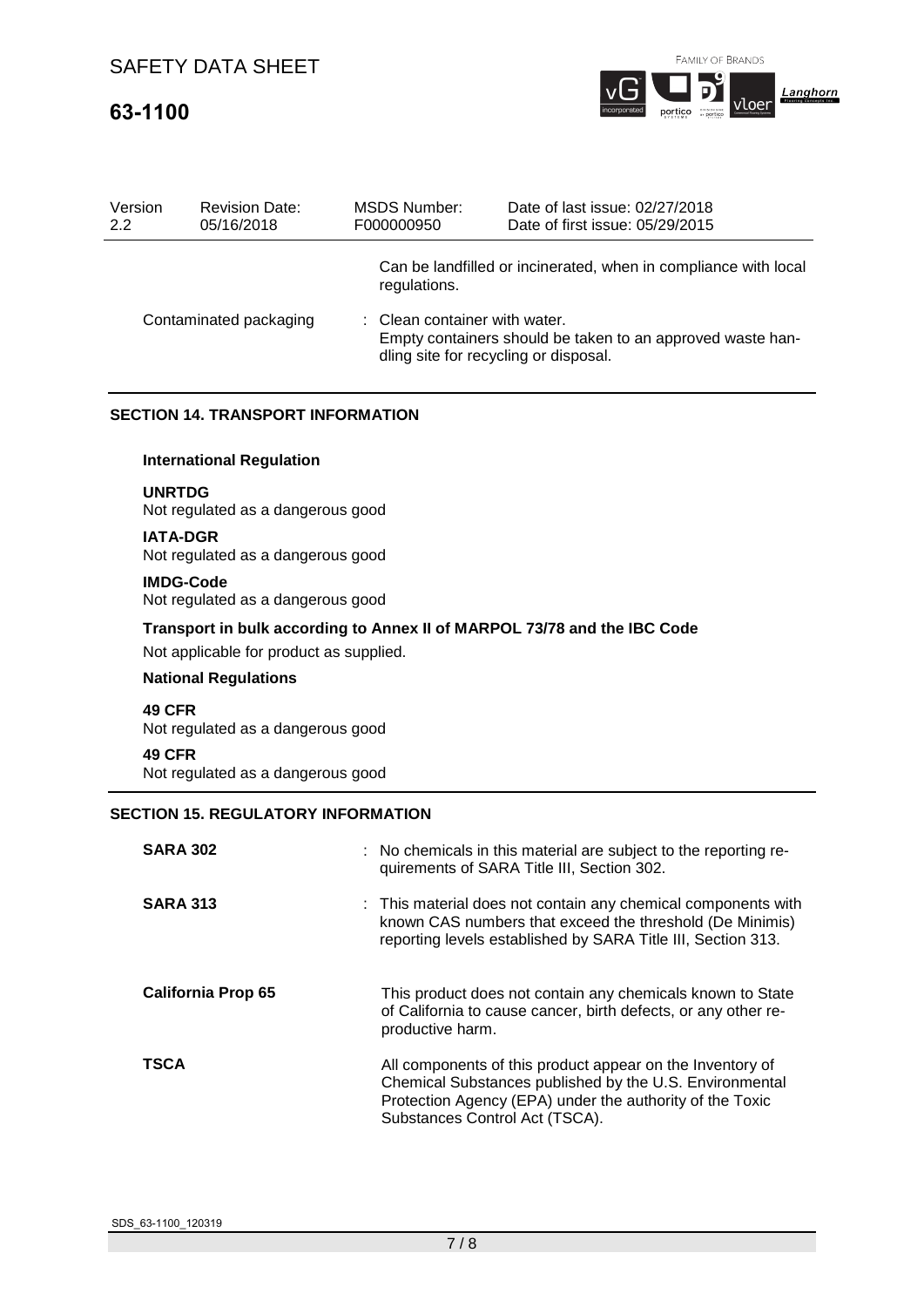| Version | Revision Date: | MSDS Number: | Date of last issue: 02/27/2018 |
|---|---|---|---|
| 2.2 | 05/16/2018 | F000000950 | Date of first issue: 05/29/2015 |

| | |
|---|---|
| | Can be landfilled or incinerated, when in compliance with local regulations. |
| Contaminated packaging | : Clean container with water. Empty containers should be taken to an approved waste handling site for recycling or disposal. |

## SECTION 14. TRANSPORT INFORMATION

### International Regulation

**UNRTDG**
Not regulated as a dangerous good

**IATA-DGR**
Not regulated as a dangerous good

**IMDG-Code**
Not regulated as a dangerous good

**Transport in bulk according to Annex II of MARPOL 73/78 and the IBC Code**

Not applicable for product as supplied.

### National Regulations

**49 CFR**
Not regulated as a dangerous good

**49 CFR**
Not regulated as a dangerous good

## SECTION 15. REGULATORY INFORMATION

| | |
|---|---|
| **SARA 302** | : No chemicals in this material are subject to the reporting requirements of SARA Title III, Section 302. |
| **SARA 313** | : This material does not contain any chemical components with known CAS numbers that exceed the threshold (De Minimis) reporting levels established by SARA Title III, Section 313. |
| **California Prop 65** | This product does not contain any chemicals known to State of California to cause cancer, birth defects, or any other reproductive harm. |
| **TSCA** | All components of this product appear on the Inventory of Chemical Substances published by the U.S. Environmental Protection Agency (EPA) under the authority of the Toxic Substances Control Act (TSCA). |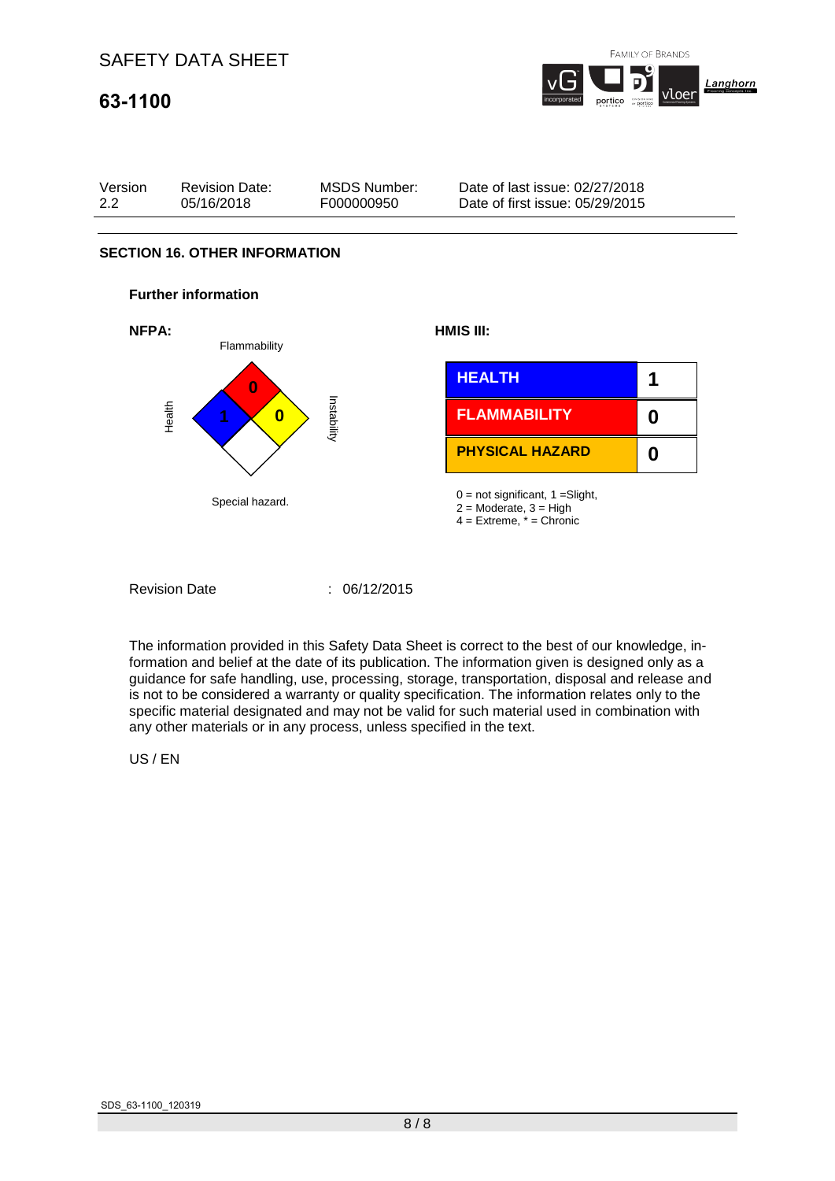| Version | Revision Date: | MSDS Number: | Date of last issue: 02/27/2018 |
|---|---|---|---|
| 2.2 | 05/16/2018 | F000000950 | Date of first issue: 05/29/2015 |

## SECTION 16. OTHER INFORMATION

### Further information

**NFPA:**

Flammability
0

Health
1

Instability
0

Special hazard.

**HMIS III:**

| | |
|---|---|
| **HEALTH** | **1** |
| **FLAMMABILITY** | **0** |
| **PHYSICAL HAZARD** | **0** |

0 = not significant, 1 =Slight,
2 = Moderate, 3 = High
4 = Extreme, * = Chronic

Revision Date : 06/12/2015

The information provided in this Safety Data Sheet is correct to the best of our knowledge, information and belief at the date of its publication. The information given is designed only as a guidance for safe handling, use, processing, storage, transportation, disposal and release and is not to be considered a warranty or quality specification. The information relates only to the specific material designated and may not be valid for such material used in combination with any other materials or in any process, unless specified in the text.

US / EN

SDS_63-1100_120319